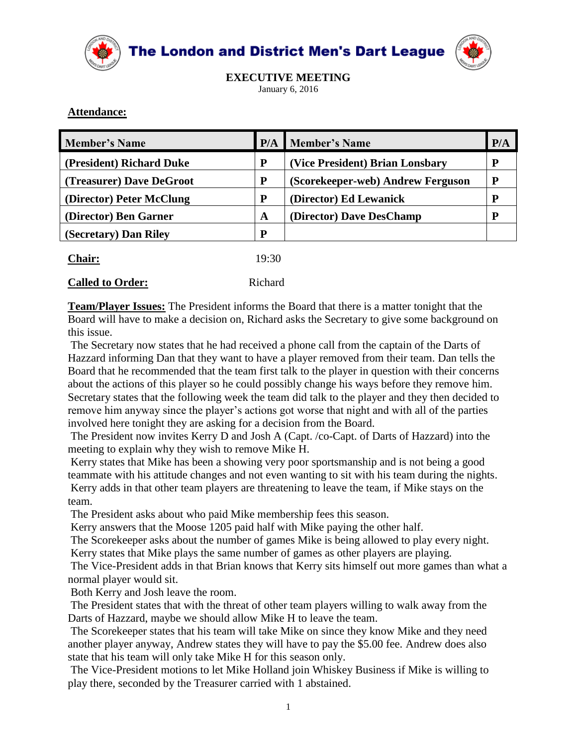# The London and District Men's Dart League

## EXECUTIVE MEETING

January 6, 2016

**Attendance:**

| Member's Name | P/A | Member's Name | P/A |
|---|---|---|---|
| (President) Richard Duke | P | (Vice President) Brian Lonsbary | P |
| (Treasurer) Dave DeGroot | P | (Scorekeeper-web) Andrew Ferguson | P |
| (Director) Peter McClung | P | (Director) Ed Lewanick | P |
| (Director) Ben Garner | A | (Director) Dave DesChamp | P |
| (Secretary) Dan Riley | P | | |

**Chair:** 19:30

**Called to Order:** Richard

**Team/Player Issues:** The President informs the Board that there is a matter tonight that the Board will have to make a decision on, Richard asks the Secretary to give some background on this issue.

The Secretary now states that he had received a phone call from the captain of the Darts of Hazzard informing Dan that they want to have a player removed from their team. Dan tells the Board that he recommended that the team first talk to the player in question with their concerns about the actions of this player so he could possibly change his ways before they remove him. Secretary states that the following week the team did talk to the player and they then decided to remove him anyway since the player's actions got worse that night and with all of the parties involved here tonight they are asking for a decision from the Board.

The President now invites Kerry D and Josh A (Capt. /co-Capt. of Darts of Hazzard) into the meeting to explain why they wish to remove Mike H.

Kerry states that Mike has been a showing very poor sportsmanship and is not being a good teammate with his attitude changes and not even wanting to sit with his team during the nights.

Kerry adds in that other team players are threatening to leave the team, if Mike stays on the team.

The President asks about who paid Mike membership fees this season.

Kerry answers that the Moose 1205 paid half with Mike paying the other half.

The Scorekeeper asks about the number of games Mike is being allowed to play every night.

Kerry states that Mike plays the same number of games as other players are playing.

The Vice-President adds in that Brian knows that Kerry sits himself out more games than what a normal player would sit.

Both Kerry and Josh leave the room.

The President states that with the threat of other team players willing to walk away from the Darts of Hazzard, maybe we should allow Mike H to leave the team.

The Scorekeeper states that his team will take Mike on since they know Mike and they need another player anyway, Andrew states they will have to pay the $5.00 fee. Andrew does also state that his team will only take Mike H for this season only.

The Vice-President motions to let Mike Holland join Whiskey Business if Mike is willing to play there, seconded by the Treasurer carried with 1 abstained.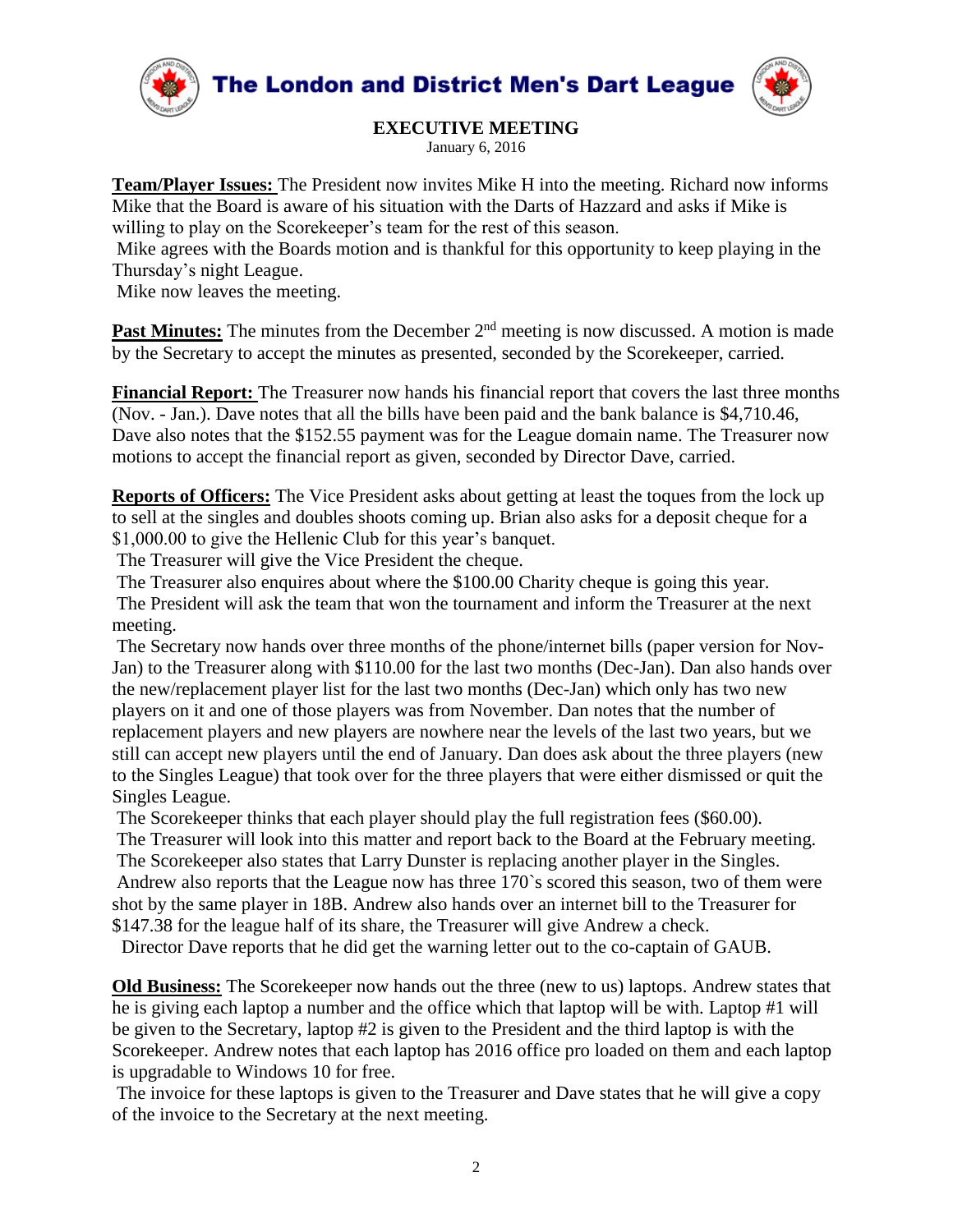# The London and District Men's Dart League

## EXECUTIVE MEETING

January 6, 2016

**Team/Player Issues:** The President now invites Mike H into the meeting. Richard now informs Mike that the Board is aware of his situation with the Darts of Hazzard and asks if Mike is willing to play on the Scorekeeper's team for the rest of this season.

Mike agrees with the Boards motion and is thankful for this opportunity to keep playing in the Thursday's night League.

Mike now leaves the meeting.

**Past Minutes:** The minutes from the December 2nd meeting is now discussed. A motion is made by the Secretary to accept the minutes as presented, seconded by the Scorekeeper, carried.

**Financial Report:** The Treasurer now hands his financial report that covers the last three months (Nov. - Jan.). Dave notes that all the bills have been paid and the bank balance is $4,710.46, Dave also notes that the $152.55 payment was for the League domain name. The Treasurer now motions to accept the financial report as given, seconded by Director Dave, carried.

**Reports of Officers:** The Vice President asks about getting at least the toques from the lock up to sell at the singles and doubles shoots coming up. Brian also asks for a deposit cheque for a $1,000.00 to give the Hellenic Club for this year's banquet.

The Treasurer will give the Vice President the cheque.

The Treasurer also enquires about where the $100.00 Charity cheque is going this year.

The President will ask the team that won the tournament and inform the Treasurer at the next meeting.

The Secretary now hands over three months of the phone/internet bills (paper version for Nov-Jan) to the Treasurer along with $110.00 for the last two months (Dec-Jan). Dan also hands over the new/replacement player list for the last two months (Dec-Jan) which only has two new players on it and one of those players was from November. Dan notes that the number of replacement players and new players are nowhere near the levels of the last two years, but we still can accept new players until the end of January. Dan does ask about the three players (new to the Singles League) that took over for the three players that were either dismissed or quit the Singles League.

The Scorekeeper thinks that each player should play the full registration fees ($60.00).

The Treasurer will look into this matter and report back to the Board at the February meeting.

The Scorekeeper also states that Larry Dunster is replacing another player in the Singles.

Andrew also reports that the League now has three 170`s scored this season, two of them were shot by the same player in 18B. Andrew also hands over an internet bill to the Treasurer for $147.38 for the league half of its share, the Treasurer will give Andrew a check.

Director Dave reports that he did get the warning letter out to the co-captain of GAUB.

**Old Business:** The Scorekeeper now hands out the three (new to us) laptops. Andrew states that he is giving each laptop a number and the office which that laptop will be with. Laptop #1 will be given to the Secretary, laptop #2 is given to the President and the third laptop is with the Scorekeeper. Andrew notes that each laptop has 2016 office pro loaded on them and each laptop is upgradable to Windows 10 for free.

The invoice for these laptops is given to the Treasurer and Dave states that he will give a copy of the invoice to the Secretary at the next meeting.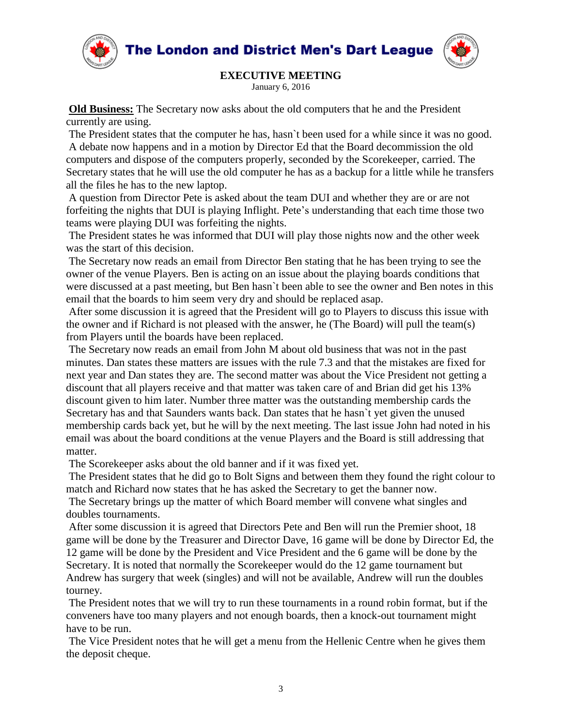# The London and District Men's Dart League

**EXECUTIVE MEETING**

January 6, 2016

**Old Business:** The Secretary now asks about the old computers that he and the President currently are using.

The President states that the computer he has, hasn`t been used for a while since it was no good.

A debate now happens and in a motion by Director Ed that the Board decommission the old computers and dispose of the computers properly, seconded by the Scorekeeper, carried. The Secretary states that he will use the old computer he has as a backup for a little while he transfers all the files he has to the new laptop.

A question from Director Pete is asked about the team DUI and whether they are or are not forfeiting the nights that DUI is playing Inflight. Pete's understanding that each time those two teams were playing DUI was forfeiting the nights.

The President states he was informed that DUI will play those nights now and the other week was the start of this decision.

The Secretary now reads an email from Director Ben stating that he has been trying to see the owner of the venue Players. Ben is acting on an issue about the playing boards conditions that were discussed at a past meeting, but Ben hasn`t been able to see the owner and Ben notes in this email that the boards to him seem very dry and should be replaced asap.

After some discussion it is agreed that the President will go to Players to discuss this issue with the owner and if Richard is not pleased with the answer, he (The Board) will pull the team(s) from Players until the boards have been replaced.

The Secretary now reads an email from John M about old business that was not in the past minutes. Dan states these matters are issues with the rule 7.3 and that the mistakes are fixed for next year and Dan states they are. The second matter was about the Vice President not getting a discount that all players receive and that matter was taken care of and Brian did get his 13% discount given to him later. Number three matter was the outstanding membership cards the Secretary has and that Saunders wants back. Dan states that he hasn`t yet given the unused membership cards back yet, but he will by the next meeting. The last issue John had noted in his email was about the board conditions at the venue Players and the Board is still addressing that matter.

The Scorekeeper asks about the old banner and if it was fixed yet.

The President states that he did go to Bolt Signs and between them they found the right colour to match and Richard now states that he has asked the Secretary to get the banner now.

The Secretary brings up the matter of which Board member will convene what singles and doubles tournaments.

After some discussion it is agreed that Directors Pete and Ben will run the Premier shoot, 18 game will be done by the Treasurer and Director Dave, 16 game will be done by Director Ed, the 12 game will be done by the President and Vice President and the 6 game will be done by the Secretary. It is noted that normally the Scorekeeper would do the 12 game tournament but Andrew has surgery that week (singles) and will not be available, Andrew will run the doubles tourney.

The President notes that we will try to run these tournaments in a round robin format, but if the conveners have too many players and not enough boards, then a knock-out tournament might have to be run.

The Vice President notes that he will get a menu from the Hellenic Centre when he gives them the deposit cheque.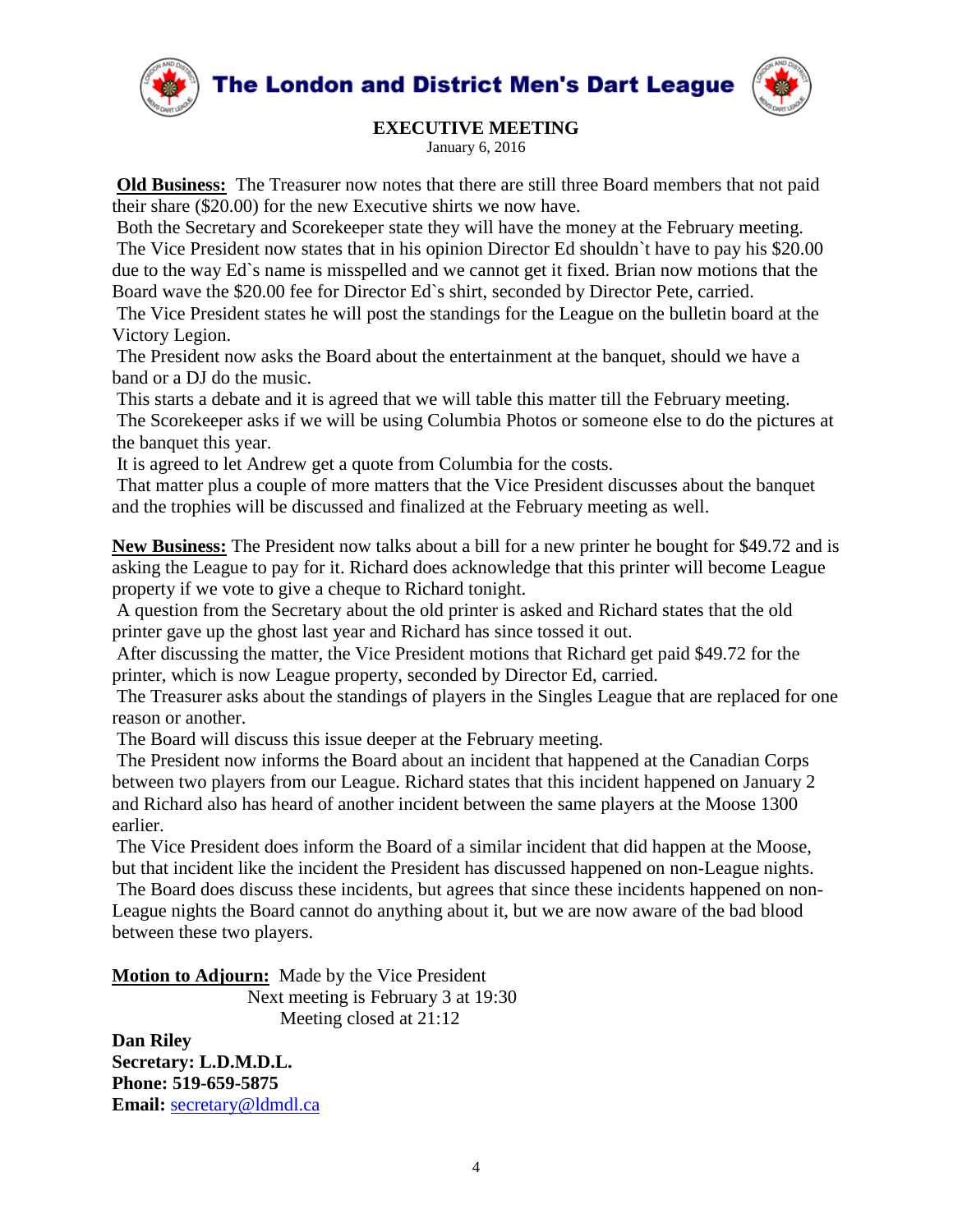# The London and District Men's Dart League

## EXECUTIVE MEETING

January 6, 2016

**Old Business:** The Treasurer now notes that there are still three Board members that not paid their share ($20.00) for the new Executive shirts we now have.

Both the Secretary and Scorekeeper state they will have the money at the February meeting.

The Vice President now states that in his opinion Director Ed shouldn`t have to pay his $20.00 due to the way Ed`s name is misspelled and we cannot get it fixed. Brian now motions that the Board wave the $20.00 fee for Director Ed`s shirt, seconded by Director Pete, carried.

The Vice President states he will post the standings for the League on the bulletin board at the Victory Legion.

The President now asks the Board about the entertainment at the banquet, should we have a band or a DJ do the music.

This starts a debate and it is agreed that we will table this matter till the February meeting.

The Scorekeeper asks if we will be using Columbia Photos or someone else to do the pictures at the banquet this year.

It is agreed to let Andrew get a quote from Columbia for the costs.

That matter plus a couple of more matters that the Vice President discusses about the banquet and the trophies will be discussed and finalized at the February meeting as well.

**New Business:** The President now talks about a bill for a new printer he bought for $49.72 and is asking the League to pay for it. Richard does acknowledge that this printer will become League property if we vote to give a cheque to Richard tonight.

A question from the Secretary about the old printer is asked and Richard states that the old printer gave up the ghost last year and Richard has since tossed it out.

After discussing the matter, the Vice President motions that Richard get paid $49.72 for the printer, which is now League property, seconded by Director Ed, carried.

The Treasurer asks about the standings of players in the Singles League that are replaced for one reason or another.

The Board will discuss this issue deeper at the February meeting.

The President now informs the Board about an incident that happened at the Canadian Corps between two players from our League. Richard states that this incident happened on January 2 and Richard also has heard of another incident between the same players at the Moose 1300 earlier.

The Vice President does inform the Board of a similar incident that did happen at the Moose, but that incident like the incident the President has discussed happened on non-League nights.

The Board does discuss these incidents, but agrees that since these incidents happened on non-League nights the Board cannot do anything about it, but we are now aware of the bad blood between these two players.

**Motion to Adjourn:** Made by the Vice President

Next meeting is February 3 at 19:30

Meeting closed at 21:12

**Dan Riley**
**Secretary: L.D.M.D.L.**
**Phone: 519-659-5875**
**Email:** secretary@ldmdl.ca